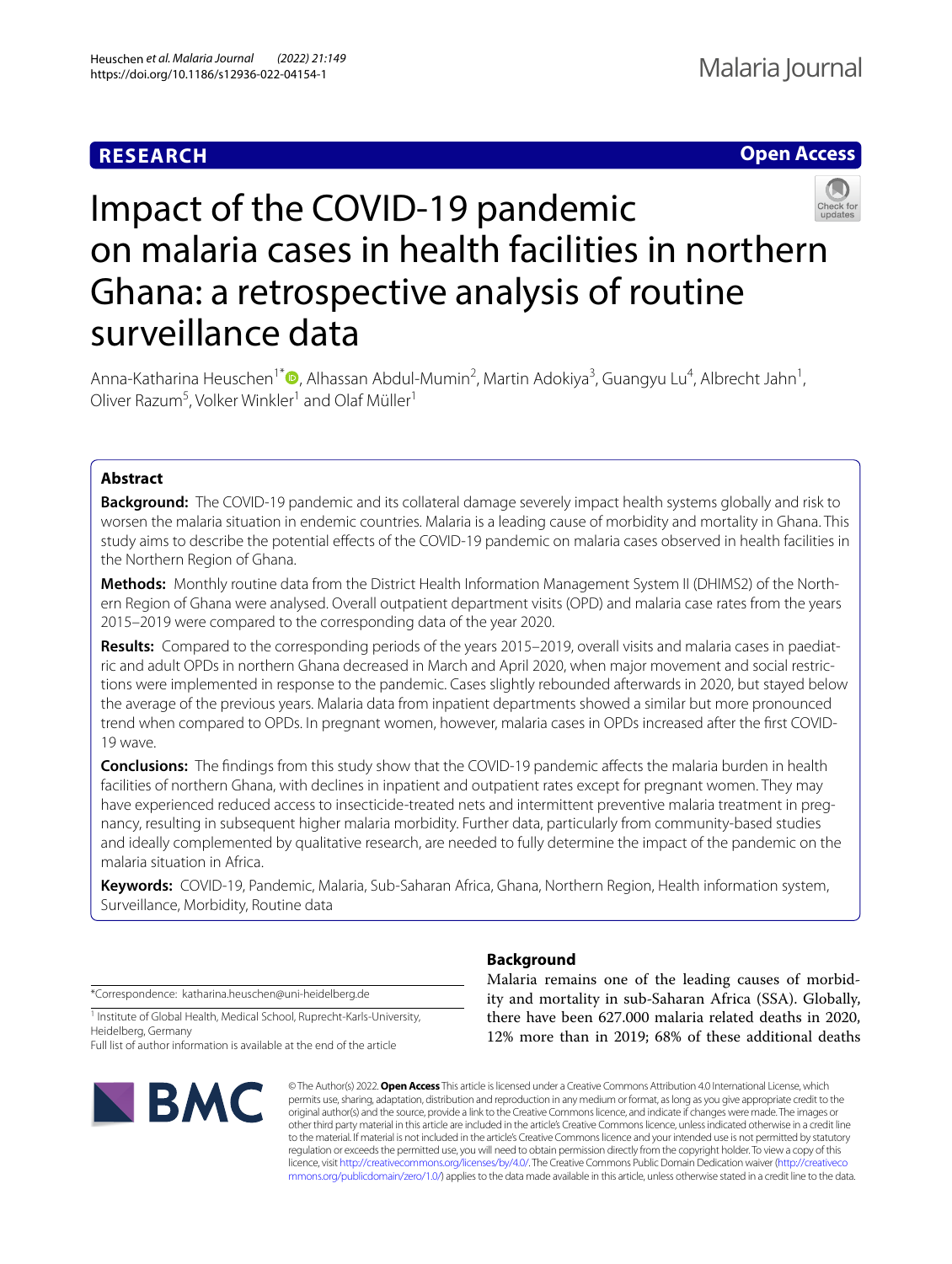RESEARCH

Open Access

# Impact of the COVID-19 pandemic on malaria cases in health facilities in northern Ghana: a retrospective analysis of routine surveillance data

Anna-Katharina Heuschen[1*], Alhassan Abdul-Mumin[2], Martin Adokiya[3], Guangyu Lu[4], Albrecht Jahn[1], Oliver Razum[5], Volker Winkler[1] and Olaf Müller[1]

## Abstract

**Background:** The COVID-19 pandemic and its collateral damage severely impact health systems globally and risk to worsen the malaria situation in endemic countries. Malaria is a leading cause of morbidity and mortality in Ghana. This study aims to describe the potential effects of the COVID-19 pandemic on malaria cases observed in health facilities in the Northern Region of Ghana.

**Methods:** Monthly routine data from the District Health Information Management System II (DHIMS2) of the Northern Region of Ghana were analysed. Overall outpatient department visits (OPD) and malaria case rates from the years 2015–2019 were compared to the corresponding data of the year 2020.

**Results:** Compared to the corresponding periods of the years 2015–2019, overall visits and malaria cases in paediatric and adult OPDs in northern Ghana decreased in March and April 2020, when major movement and social restrictions were implemented in response to the pandemic. Cases slightly rebounded afterwards in 2020, but stayed below the average of the previous years. Malaria data from inpatient departments showed a similar but more pronounced trend when compared to OPDs. In pregnant women, however, malaria cases in OPDs increased after the first COVID-19 wave.

**Conclusions:** The findings from this study show that the COVID-19 pandemic affects the malaria burden in health facilities of northern Ghana, with declines in inpatient and outpatient rates except for pregnant women. They may have experienced reduced access to insecticide-treated nets and intermittent preventive malaria treatment in pregnancy, resulting in subsequent higher malaria morbidity. Further data, particularly from community-based studies and ideally complemented by qualitative research, are needed to fully determine the impact of the pandemic on the malaria situation in Africa.

**Keywords:** COVID-19, Pandemic, Malaria, Sub-Saharan Africa, Ghana, Northern Region, Health information system, Surveillance, Morbidity, Routine data

## Background

Malaria remains one of the leading causes of morbidity and mortality in sub-Saharan Africa (SSA). Globally, there have been 627.000 malaria related deaths in 2020, 12% more than in 2019; 68% of these additional deaths

*Correspondence: katharina.heuschen@uni-heidelberg.de

[1] Institute of Global Health, Medical School, Ruprecht-Karls-University, Heidelberg, Germany

Full list of author information is available at the end of the article

© The Author(s) 2022. **Open Access** This article is licensed under a Creative Commons Attribution 4.0 International License, which permits use, sharing, adaptation, distribution and reproduction in any medium or format, as long as you give appropriate credit to the original author(s) and the source, provide a link to the Creative Commons licence, and indicate if changes were made. The images or other third party material in this article are included in the article's Creative Commons licence, unless indicated otherwise in a credit line to the material. If material is not included in the article's Creative Commons licence and your intended use is not permitted by statutory regulation or exceeds the permitted use, you will need to obtain permission directly from the copyright holder. To view a copy of this licence, visit http://creativecommons.org/licenses/by/4.0/. The Creative Commons Public Domain Dedication waiver (http://creativecommons.org/publicdomain/zero/1.0/) applies to the data made available in this article, unless otherwise stated in a credit line to the data.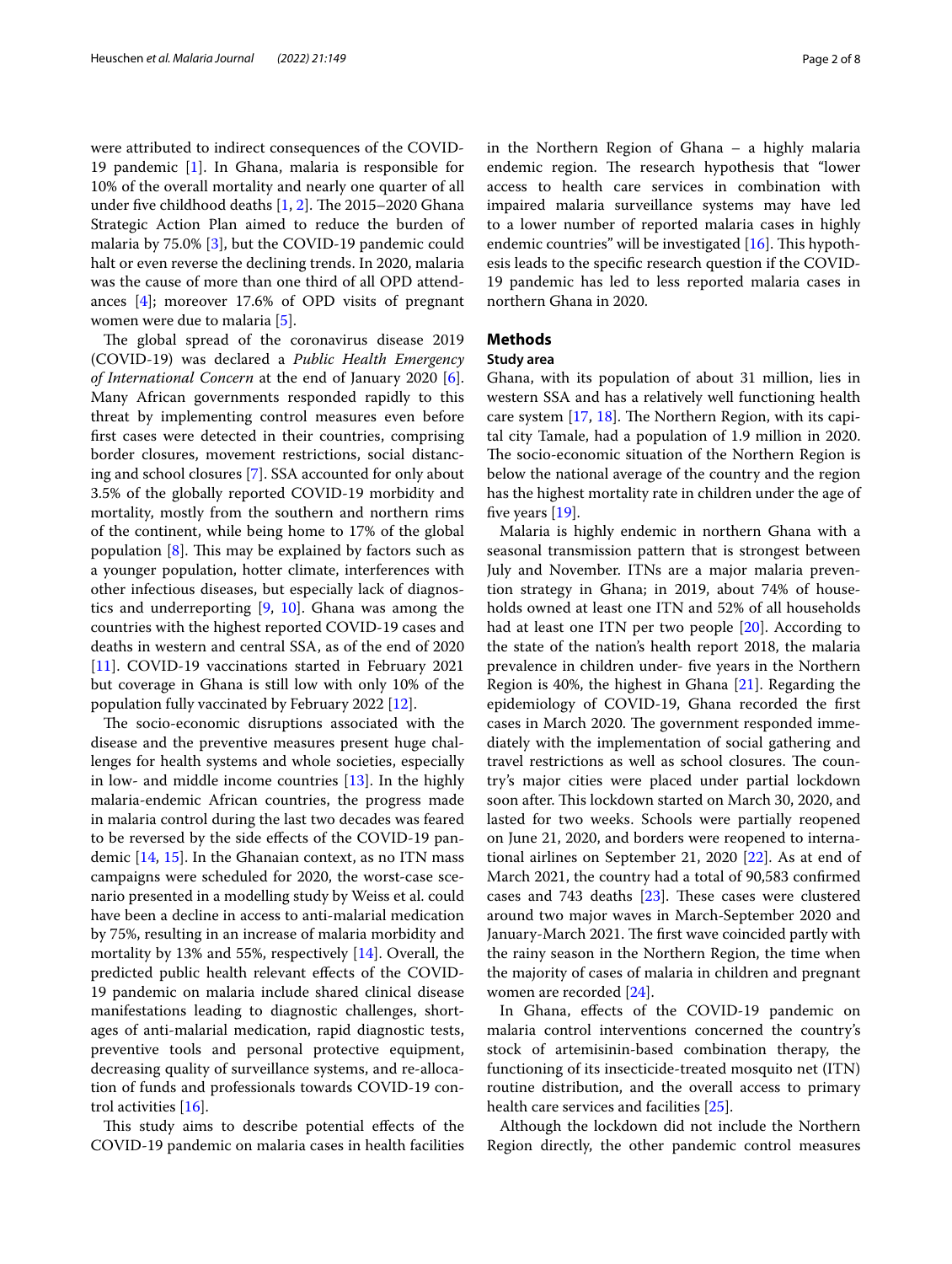were attributed to indirect consequences of the COVID-19 pandemic [1]. In Ghana, malaria is responsible for 10% of the overall mortality and nearly one quarter of all under five childhood deaths [1, 2]. The 2015–2020 Ghana Strategic Action Plan aimed to reduce the burden of malaria by 75.0% [3], but the COVID-19 pandemic could halt or even reverse the declining trends. In 2020, malaria was the cause of more than one third of all OPD attendances [4]; moreover 17.6% of OPD visits of pregnant women were due to malaria [5].

The global spread of the coronavirus disease 2019 (COVID-19) was declared a *Public Health Emergency of International Concern* at the end of January 2020 [6]. Many African governments responded rapidly to this threat by implementing control measures even before first cases were detected in their countries, comprising border closures, movement restrictions, social distancing and school closures [7]. SSA accounted for only about 3.5% of the globally reported COVID-19 morbidity and mortality, mostly from the southern and northern rims of the continent, while being home to 17% of the global population [8]. This may be explained by factors such as a younger population, hotter climate, interferences with other infectious diseases, but especially lack of diagnostics and underreporting [9, 10]. Ghana was among the countries with the highest reported COVID-19 cases and deaths in western and central SSA, as of the end of 2020 [11]. COVID-19 vaccinations started in February 2021 but coverage in Ghana is still low with only 10% of the population fully vaccinated by February 2022 [12].

The socio-economic disruptions associated with the disease and the preventive measures present huge challenges for health systems and whole societies, especially in low- and middle income countries [13]. In the highly malaria-endemic African countries, the progress made in malaria control during the last two decades was feared to be reversed by the side effects of the COVID-19 pandemic [14, 15]. In the Ghanaian context, as no ITN mass campaigns were scheduled for 2020, the worst-case scenario presented in a modelling study by Weiss et al. could have been a decline in access to anti-malarial medication by 75%, resulting in an increase of malaria morbidity and mortality by 13% and 55%, respectively [14]. Overall, the predicted public health relevant effects of the COVID-19 pandemic on malaria include shared clinical disease manifestations leading to diagnostic challenges, shortages of anti-malarial medication, rapid diagnostic tests, preventive tools and personal protective equipment, decreasing quality of surveillance systems, and re-allocation of funds and professionals towards COVID-19 control activities [16].

This study aims to describe potential effects of the COVID-19 pandemic on malaria cases in health facilities in the Northern Region of Ghana – a highly malaria endemic region. The research hypothesis that "lower access to health care services in combination with impaired malaria surveillance systems may have led to a lower number of reported malaria cases in highly endemic countries" will be investigated [16]. This hypothesis leads to the specific research question if the COVID-19 pandemic has led to less reported malaria cases in northern Ghana in 2020.

## Methods

### Study area

Ghana, with its population of about 31 million, lies in western SSA and has a relatively well functioning health care system [17, 18]. The Northern Region, with its capital city Tamale, had a population of 1.9 million in 2020. The socio-economic situation of the Northern Region is below the national average of the country and the region has the highest mortality rate in children under the age of five years [19].

Malaria is highly endemic in northern Ghana with a seasonal transmission pattern that is strongest between July and November. ITNs are a major malaria prevention strategy in Ghana; in 2019, about 74% of households owned at least one ITN and 52% of all households had at least one ITN per two people [20]. According to the state of the nation's health report 2018, the malaria prevalence in children under- five years in the Northern Region is 40%, the highest in Ghana [21]. Regarding the epidemiology of COVID-19, Ghana recorded the first cases in March 2020. The government responded immediately with the implementation of social gathering and travel restrictions as well as school closures. The country's major cities were placed under partial lockdown soon after. This lockdown started on March 30, 2020, and lasted for two weeks. Schools were partially reopened on June 21, 2020, and borders were reopened to international airlines on September 21, 2020 [22]. As at end of March 2021, the country had a total of 90,583 confirmed cases and 743 deaths [23]. These cases were clustered around two major waves in March-September 2020 and January-March 2021. The first wave coincided partly with the rainy season in the Northern Region, the time when the majority of cases of malaria in children and pregnant women are recorded [24].

In Ghana, effects of the COVID-19 pandemic on malaria control interventions concerned the country's stock of artemisinin-based combination therapy, the functioning of its insecticide-treated mosquito net (ITN) routine distribution, and the overall access to primary health care services and facilities [25].

Although the lockdown did not include the Northern Region directly, the other pandemic control measures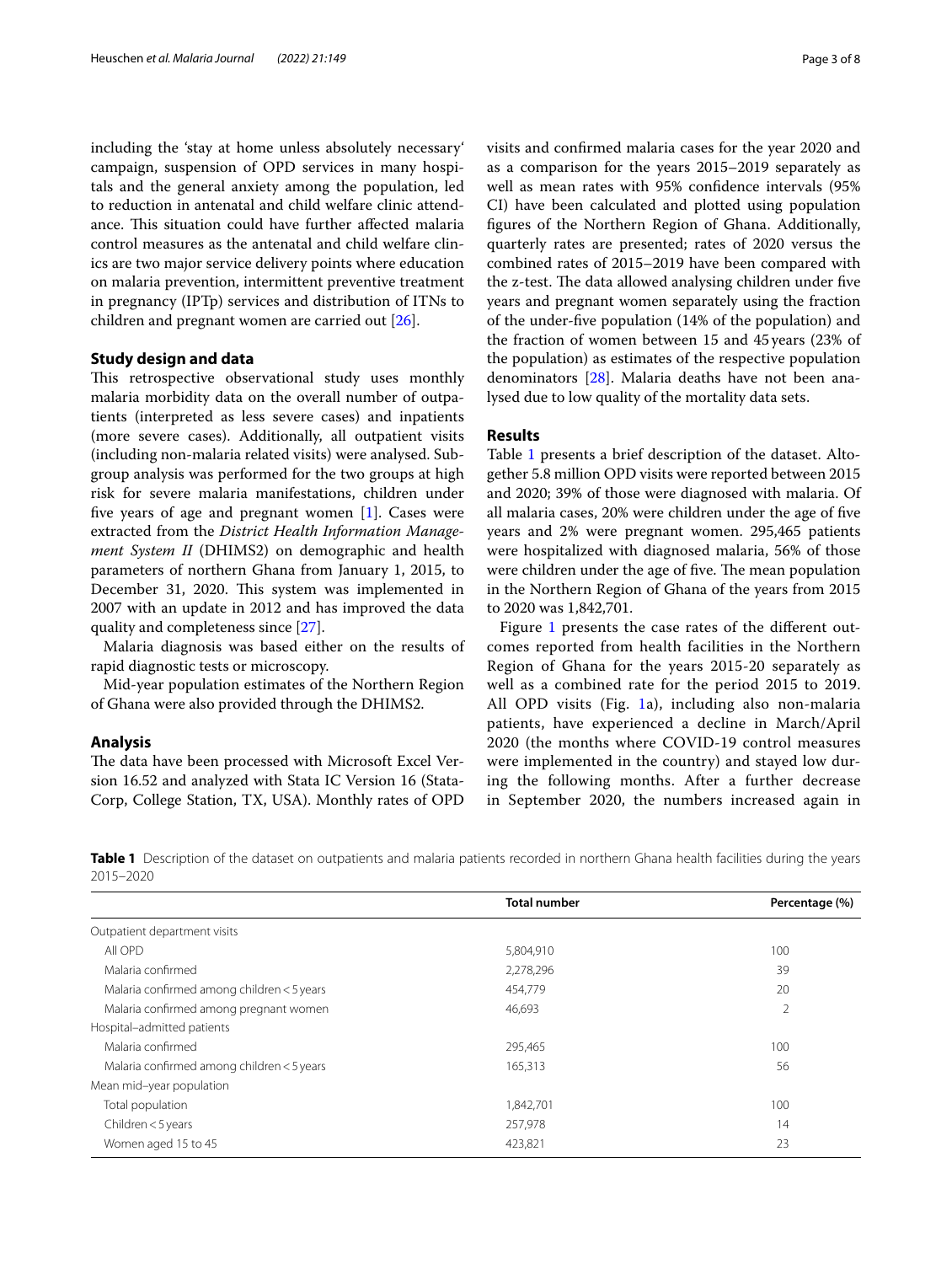including the 'stay at home unless absolutely necessary' campaign, suspension of OPD services in many hospitals and the general anxiety among the population, led to reduction in antenatal and child welfare clinic attendance. This situation could have further affected malaria control measures as the antenatal and child welfare clinics are two major service delivery points where education on malaria prevention, intermittent preventive treatment in pregnancy (IPTp) services and distribution of ITNs to children and pregnant women are carried out [26].

## Study design and data

This retrospective observational study uses monthly malaria morbidity data on the overall number of outpatients (interpreted as less severe cases) and inpatients (more severe cases). Additionally, all outpatient visits (including non-malaria related visits) were analysed. Subgroup analysis was performed for the two groups at high risk for severe malaria manifestations, children under five years of age and pregnant women [1]. Cases were extracted from the *District Health Information Management System II* (DHIMS2) on demographic and health parameters of northern Ghana from January 1, 2015, to December 31, 2020. This system was implemented in 2007 with an update in 2012 and has improved the data quality and completeness since [27].

Malaria diagnosis was based either on the results of rapid diagnostic tests or microscopy.

Mid-year population estimates of the Northern Region of Ghana were also provided through the DHIMS2.

## Analysis

The data have been processed with Microsoft Excel Version 16.52 and analyzed with Stata IC Version 16 (StataCorp, College Station, TX, USA). Monthly rates of OPD visits and confirmed malaria cases for the year 2020 and as a comparison for the years 2015–2019 separately as well as mean rates with 95% confidence intervals (95% CI) have been calculated and plotted using population figures of the Northern Region of Ghana. Additionally, quarterly rates are presented; rates of 2020 versus the combined rates of 2015–2019 have been compared with the z-test. The data allowed analysing children under five years and pregnant women separately using the fraction of the under-five population (14% of the population) and the fraction of women between 15 and 45 years (23% of the population) as estimates of the respective population denominators [28]. Malaria deaths have not been analysed due to low quality of the mortality data sets.

## Results

Table 1 presents a brief description of the dataset. Altogether 5.8 million OPD visits were reported between 2015 and 2020; 39% of those were diagnosed with malaria. Of all malaria cases, 20% were children under the age of five years and 2% were pregnant women. 295,465 patients were hospitalized with diagnosed malaria, 56% of those were children under the age of five. The mean population in the Northern Region of Ghana of the years from 2015 to 2020 was 1,842,701.

Figure 1 presents the case rates of the different outcomes reported from health facilities in the Northern Region of Ghana for the years 2015-20 separately as well as a combined rate for the period 2015 to 2019. All OPD visits (Fig. 1a), including also non-malaria patients, have experienced a decline in March/April 2020 (the months where COVID-19 control measures were implemented in the country) and stayed low during the following months. After a further decrease in September 2020, the numbers increased again in

**Table 1** Description of the dataset on outpatients and malaria patients recorded in northern Ghana health facilities during the years 2015–2020

| | Total number | Percentage (%) |
|---|---|---|
| Outpatient department visits | | |
| All OPD | 5,804,910 | 100 |
| Malaria confirmed | 2,278,296 | 39 |
| Malaria confirmed among children < 5 years | 454,779 | 20 |
| Malaria confirmed among pregnant women | 46,693 | 2 |
| Hospital–admitted patients | | |
| Malaria confirmed | 295,465 | 100 |
| Malaria confirmed among children < 5 years | 165,313 | 56 |
| Mean mid–year population | | |
| Total population | 1,842,701 | 100 |
| Children < 5 years | 257,978 | 14 |
| Women aged 15 to 45 | 423,821 | 23 |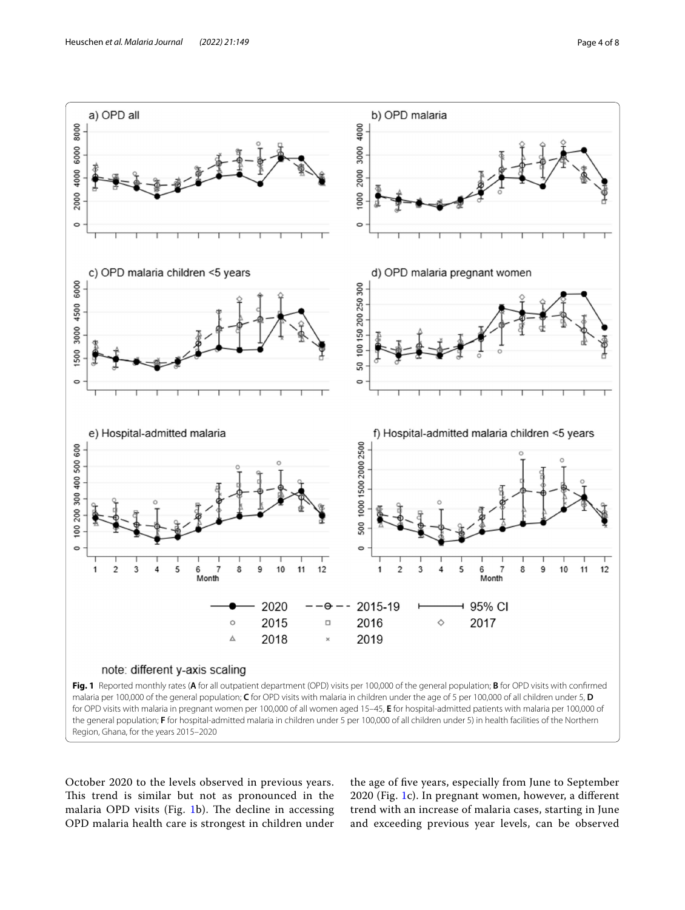**Fig. 1** Reported monthly rates (**A** for all outpatient department (OPD) visits per 100,000 of the general population; **B** for OPD visits with confirmed malaria per 100,000 of the general population; **C** for OPD visits with malaria in children under the age of 5 per 100,000 of all children under 5, **D** for OPD visits with malaria in pregnant women per 100,000 of all women aged 15–45, **E** for hospital-admitted patients with malaria per 100,000 of the general population; **F** for hospital-admitted malaria in children under 5 per 100,000 of all children under 5) in health facilities of the Northern Region, Ghana, for the years 2015–2020

October 2020 to the levels observed in previous years. This trend is similar but not as pronounced in the malaria OPD visits (Fig. 1b). The decline in accessing OPD malaria health care is strongest in children under the age of five years, especially from June to September 2020 (Fig. 1c). In pregnant women, however, a different trend with an increase of malaria cases, starting in June and exceeding previous year levels, can be observed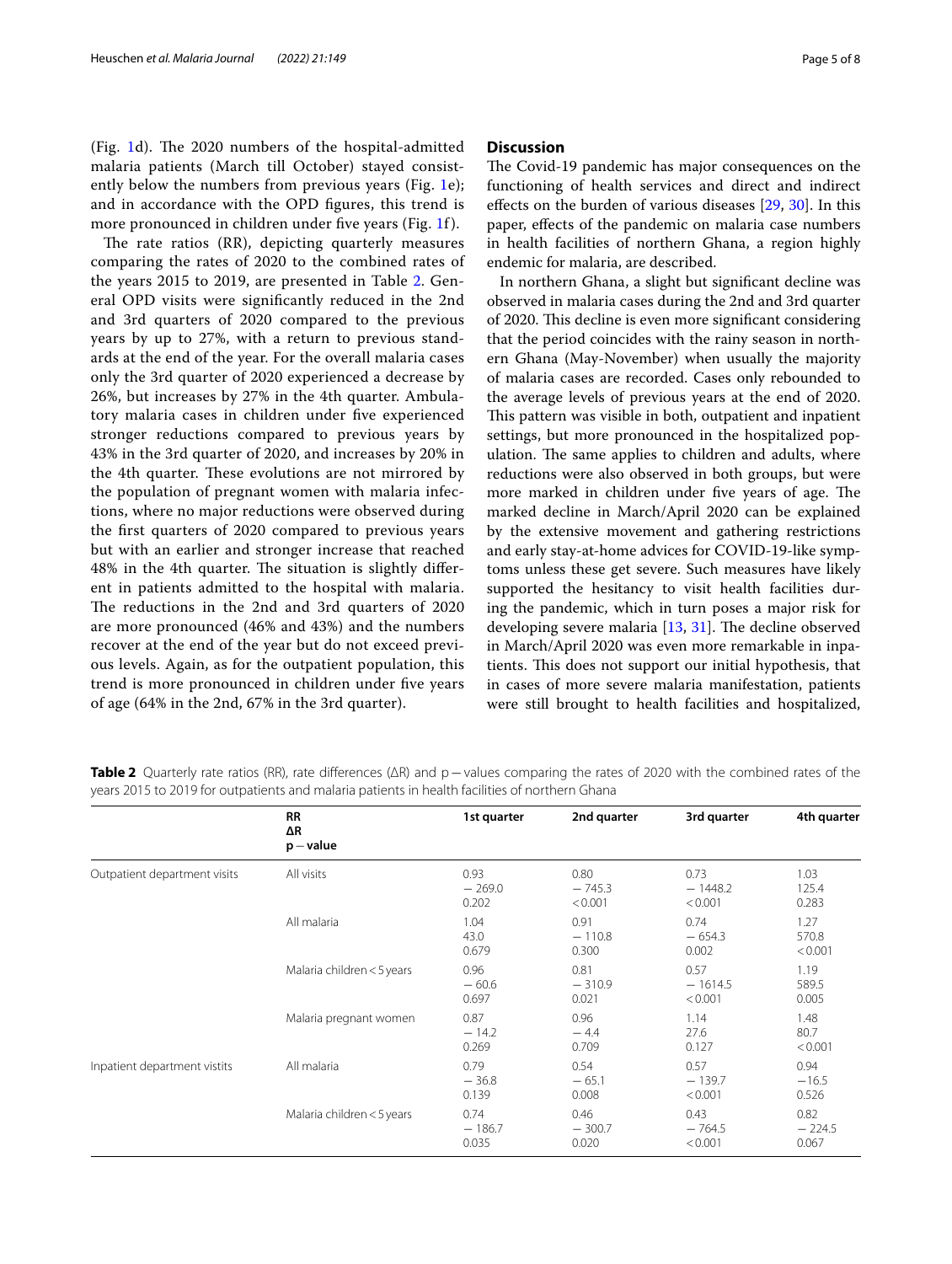(Fig. 1d). The 2020 numbers of the hospital-admitted malaria patients (March till October) stayed consistently below the numbers from previous years (Fig. 1e); and in accordance with the OPD figures, this trend is more pronounced in children under five years (Fig. 1f).

The rate ratios (RR), depicting quarterly measures comparing the rates of 2020 to the combined rates of the years 2015 to 2019, are presented in Table 2. General OPD visits were significantly reduced in the 2nd and 3rd quarters of 2020 compared to the previous years by up to 27%, with a return to previous standards at the end of the year. For the overall malaria cases only the 3rd quarter of 2020 experienced a decrease by 26%, but increases by 27% in the 4th quarter. Ambulatory malaria cases in children under five experienced stronger reductions compared to previous years by 43% in the 3rd quarter of 2020, and increases by 20% in the 4th quarter. These evolutions are not mirrored by the population of pregnant women with malaria infections, where no major reductions were observed during the first quarters of 2020 compared to previous years but with an earlier and stronger increase that reached 48% in the 4th quarter. The situation is slightly different in patients admitted to the hospital with malaria. The reductions in the 2nd and 3rd quarters of 2020 are more pronounced (46% and 43%) and the numbers recover at the end of the year but do not exceed previous levels. Again, as for the outpatient population, this trend is more pronounced in children under five years of age (64% in the 2nd, 67% in the 3rd quarter).

## Discussion

The Covid-19 pandemic has major consequences on the functioning of health services and direct and indirect effects on the burden of various diseases [29, 30]. In this paper, effects of the pandemic on malaria case numbers in health facilities of northern Ghana, a region highly endemic for malaria, are described.

In northern Ghana, a slight but significant decline was observed in malaria cases during the 2nd and 3rd quarter of 2020. This decline is even more significant considering that the period coincides with the rainy season in northern Ghana (May-November) when usually the majority of malaria cases are recorded. Cases only rebounded to the average levels of previous years at the end of 2020. This pattern was visible in both, outpatient and inpatient settings, but more pronounced in the hospitalized population. The same applies to children and adults, where reductions were also observed in both groups, but were more marked in children under five years of age. The marked decline in March/April 2020 can be explained by the extensive movement and gathering restrictions and early stay-at-home advices for COVID-19-like symptoms unless these get severe. Such measures have likely supported the hesitancy to visit health facilities during the pandemic, which in turn poses a major risk for developing severe malaria [13, 31]. The decline observed in March/April 2020 was even more remarkable in inpatients. This does not support our initial hypothesis, that in cases of more severe malaria manifestation, patients were still brought to health facilities and hospitalized,

**Table 2** Quarterly rate ratios (RR), rate differences (ΔR) and p−values comparing the rates of 2020 with the combined rates of the years 2015 to 2019 for outpatients and malaria patients in health facilities of northern Ghana

| | RR<br>ΔR<br>p−value | 1st quarter | 2nd quarter | 3rd quarter | 4th quarter |
|---|---|---|---|---|---|
| Outpatient department visits | All visits | 0.93<br>−269.0<br>0.202 | 0.80<br>−745.3<br><0.001 | 0.73<br>−1448.2<br><0.001 | 1.03<br>125.4<br>0.283 |
| | All malaria | 1.04<br>43.0<br>0.679 | 0.91<br>−110.8<br>0.300 | 0.74<br>−654.3<br>0.002 | 1.27<br>570.8<br><0.001 |
| | Malaria children <5 years | 0.96<br>−60.6<br>0.697 | 0.81<br>−310.9<br>0.021 | 0.57<br>−1614.5<br><0.001 | 1.19<br>589.5<br>0.005 |
| | Malaria pregnant women | 0.87<br>−14.2<br>0.269 | 0.96<br>−4.4<br>0.709 | 1.14<br>27.6<br>0.127 | 1.48<br>80.7<br><0.001 |
| Inpatient department vistits | All malaria | 0.79<br>−36.8<br>0.139 | 0.54<br>−65.1<br>0.008 | 0.57<br>−139.7<br><0.001 | 0.94<br>−16.5<br>0.526 |
| | Malaria children <5 years | 0.74<br>−186.7<br>0.035 | 0.46<br>−300.7<br>0.020 | 0.43<br>−764.5<br><0.001 | 0.82<br>−224.5<br>0.067 |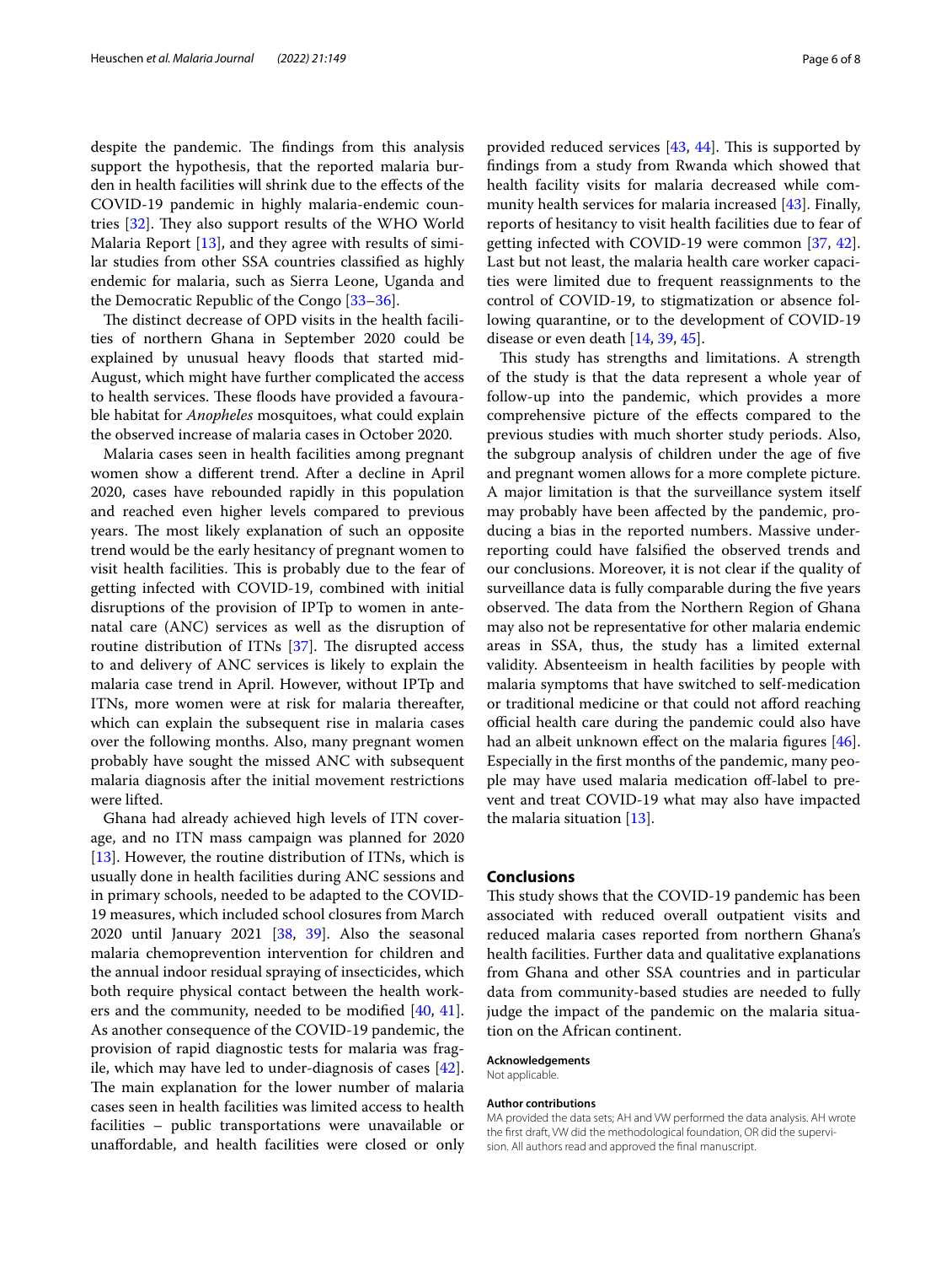despite the pandemic. The findings from this analysis support the hypothesis, that the reported malaria burden in health facilities will shrink due to the effects of the COVID-19 pandemic in highly malaria-endemic countries [32]. They also support results of the WHO World Malaria Report [13], and they agree with results of similar studies from other SSA countries classified as highly endemic for malaria, such as Sierra Leone, Uganda and the Democratic Republic of the Congo [33–36].

The distinct decrease of OPD visits in the health facilities of northern Ghana in September 2020 could be explained by unusual heavy floods that started mid-August, which might have further complicated the access to health services. These floods have provided a favourable habitat for *Anopheles* mosquitoes, what could explain the observed increase of malaria cases in October 2020.

Malaria cases seen in health facilities among pregnant women show a different trend. After a decline in April 2020, cases have rebounded rapidly in this population and reached even higher levels compared to previous years. The most likely explanation of such an opposite trend would be the early hesitancy of pregnant women to visit health facilities. This is probably due to the fear of getting infected with COVID-19, combined with initial disruptions of the provision of IPTp to women in antenatal care (ANC) services as well as the disruption of routine distribution of ITNs [37]. The disrupted access to and delivery of ANC services is likely to explain the malaria case trend in April. However, without IPTp and ITNs, more women were at risk for malaria thereafter, which can explain the subsequent rise in malaria cases over the following months. Also, many pregnant women probably have sought the missed ANC with subsequent malaria diagnosis after the initial movement restrictions were lifted.

Ghana had already achieved high levels of ITN coverage, and no ITN mass campaign was planned for 2020 [13]. However, the routine distribution of ITNs, which is usually done in health facilities during ANC sessions and in primary schools, needed to be adapted to the COVID-19 measures, which included school closures from March 2020 until January 2021 [38, 39]. Also the seasonal malaria chemoprevention intervention for children and the annual indoor residual spraying of insecticides, which both require physical contact between the health workers and the community, needed to be modified [40, 41]. As another consequence of the COVID-19 pandemic, the provision of rapid diagnostic tests for malaria was fragile, which may have led to under-diagnosis of cases [42]. The main explanation for the lower number of malaria cases seen in health facilities was limited access to health facilities – public transportations were unavailable or unaffordable, and health facilities were closed or only provided reduced services [43, 44]. This is supported by findings from a study from Rwanda which showed that health facility visits for malaria decreased while community health services for malaria increased [43]. Finally, reports of hesitancy to visit health facilities due to fear of getting infected with COVID-19 were common [37, 42]. Last but not least, the malaria health care worker capacities were limited due to frequent reassignments to the control of COVID-19, to stigmatization or absence following quarantine, or to the development of COVID-19 disease or even death [14, 39, 45].

This study has strengths and limitations. A strength of the study is that the data represent a whole year of follow-up into the pandemic, which provides a more comprehensive picture of the effects compared to the previous studies with much shorter study periods. Also, the subgroup analysis of children under the age of five and pregnant women allows for a more complete picture. A major limitation is that the surveillance system itself may probably have been affected by the pandemic, producing a bias in the reported numbers. Massive underreporting could have falsified the observed trends and our conclusions. Moreover, it is not clear if the quality of surveillance data is fully comparable during the five years observed. The data from the Northern Region of Ghana may also not be representative for other malaria endemic areas in SSA, thus, the study has a limited external validity. Absenteeism in health facilities by people with malaria symptoms that have switched to self-medication or traditional medicine or that could not afford reaching official health care during the pandemic could also have had an albeit unknown effect on the malaria figures [46]. Especially in the first months of the pandemic, many people may have used malaria medication off-label to prevent and treat COVID-19 what may also have impacted the malaria situation [13].

## Conclusions

This study shows that the COVID-19 pandemic has been associated with reduced overall outpatient visits and reduced malaria cases reported from northern Ghana's health facilities. Further data and qualitative explanations from Ghana and other SSA countries and in particular data from community-based studies are needed to fully judge the impact of the pandemic on the malaria situation on the African continent.

**Acknowledgements**

Not applicable.

**Author contributions**

MA provided the data sets; AH and VW performed the data analysis. AH wrote the first draft, VW did the methodological foundation, OR did the supervision. All authors read and approved the final manuscript.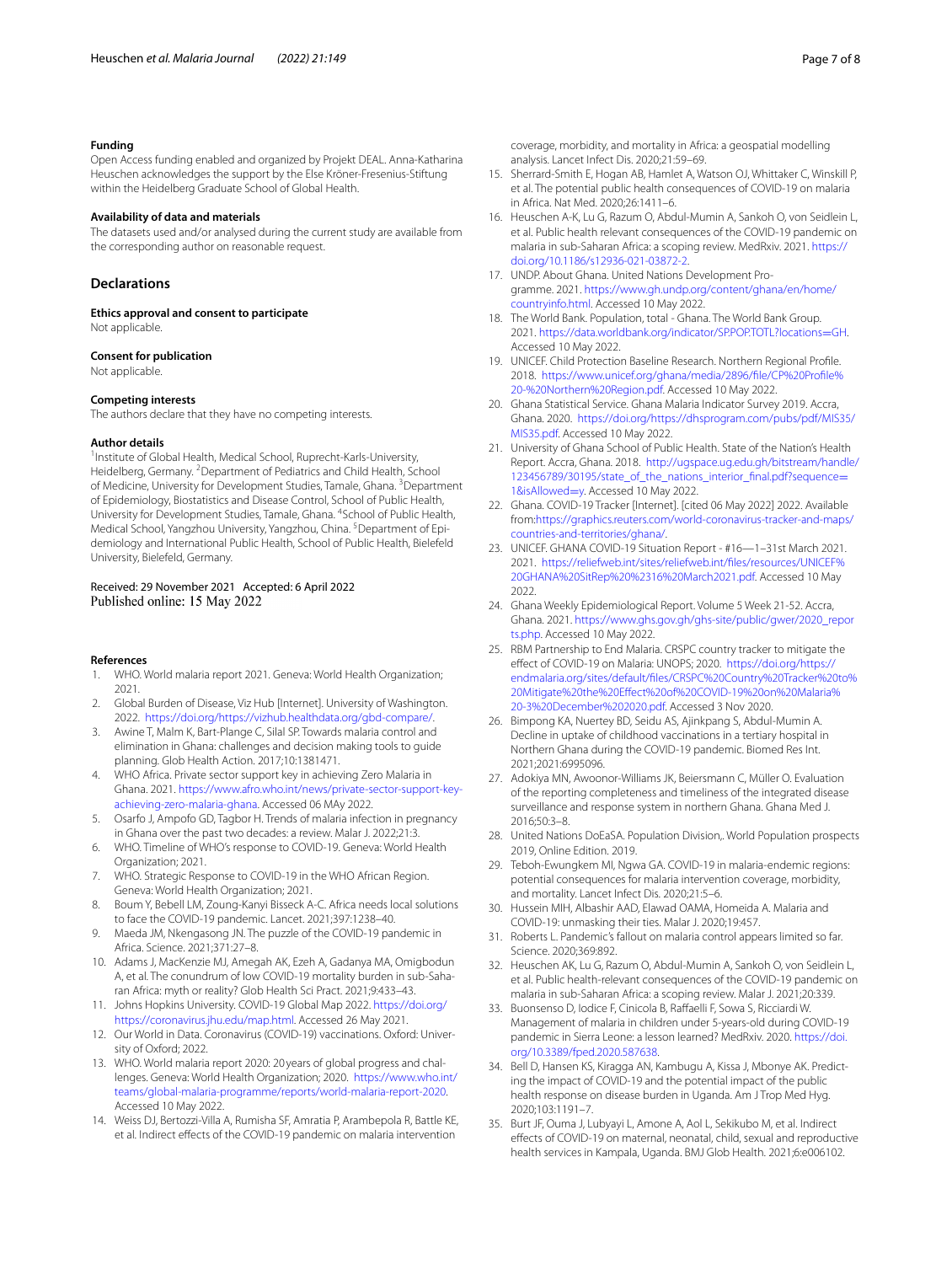### Funding

Open Access funding enabled and organized by Projekt DEAL. Anna-Katharina Heuschen acknowledges the support by the Else Kröner-Fresenius-Stiftung within the Heidelberg Graduate School of Global Health.

### Availability of data and materials

The datasets used and/or analysed during the current study are available from the corresponding author on reasonable request.

## Declarations

### Ethics approval and consent to participate

Not applicable.

### Consent for publication

Not applicable.

### Competing interests

The authors declare that they have no competing interests.

### Author details

[1]Institute of Global Health, Medical School, Ruprecht-Karls-University, Heidelberg, Germany. [2]Department of Pediatrics and Child Health, School of Medicine, University for Development Studies, Tamale, Ghana. [3]Department of Epidemiology, Biostatistics and Disease Control, School of Public Health, University for Development Studies, Tamale, Ghana. [4]School of Public Health, Medical School, Yangzhou University, Yangzhou, China. [5]Department of Epidemiology and International Public Health, School of Public Health, Bielefeld University, Bielefeld, Germany.

Received: 29 November 2021 Accepted: 6 April 2022
Published online: 15 May 2022

### References

1. WHO. World malaria report 2021. Geneva: World Health Organization; 2021.
2. Global Burden of Disease, Viz Hub [Internet]. University of Washington. 2022. https://doi.org/https://vizhub.healthdata.org/gbd-compare/.
3. Awine T, Malm K, Bart-Plange C, Silal SP. Towards malaria control and elimination in Ghana: challenges and decision making tools to guide planning. Glob Health Action. 2017;10:1381471.
4. WHO Africa. Private sector support key in achieving Zero Malaria in Ghana. 2021. https://www.afro.who.int/news/private-sector-support-key-achieving-zero-malaria-ghana. Accessed 06 MAy 2022.
5. Osarfo J, Ampofo GD, Tagbor H. Trends of malaria infection in pregnancy in Ghana over the past two decades: a review. Malar J. 2022;21:3.
6. WHO. Timeline of WHO's response to COVID-19. Geneva: World Health Organization; 2021.
7. WHO. Strategic Response to COVID-19 in the WHO African Region. Geneva: World Health Organization; 2021.
8. Boum Y, Bebell LM, Zoung-Kanyi Bisseck A-C. Africa needs local solutions to face the COVID-19 pandemic. Lancet. 2021;397:1238–40.
9. Maeda JM, Nkengasong JN. The puzzle of the COVID-19 pandemic in Africa. Science. 2021;371:27–8.
10. Adams J, MacKenzie MJ, Amegah AK, Ezeh A, Gadanya MA, Omigbodun A, et al. The conundrum of low COVID-19 mortality burden in sub-Saharan Africa: myth or reality? Glob Health Sci Pract. 2021;9:433–43.
11. Johns Hopkins University. COVID-19 Global Map 2022. https://doi.org/https://coronavirus.jhu.edu/map.html. Accessed 26 May 2021.
12. Our World in Data. Coronavirus (COVID-19) vaccinations. Oxford: University of Oxford; 2022.
13. WHO. World malaria report 2020: 20 years of global progress and challenges. Geneva: World Health Organization; 2020. https://www.who.int/teams/global-malaria-programme/reports/world-malaria-report-2020. Accessed 10 May 2022.
14. Weiss DJ, Bertozzi-Villa A, Rumisha SF, Amratia P, Arambepola R, Battle KE, et al. Indirect effects of the COVID-19 pandemic on malaria intervention coverage, morbidity, and mortality in Africa: a geospatial modelling analysis. Lancet Infect Dis. 2020;21:59–69.
15. Sherrard-Smith E, Hogan AB, Hamlet A, Watson OJ, Whittaker C, Winskill P, et al. The potential public health consequences of COVID-19 on malaria in Africa. Nat Med. 2020;26:1411–6.
16. Heuschen A-K, Lu G, Razum O, Abdul-Mumin A, Sankoh O, von Seidlein L, et al. Public health relevant consequences of the COVID-19 pandemic on malaria in sub-Saharan Africa: a scoping review. MedRxiv. 2021. https://doi.org/10.1186/s12936-021-03872-2.
17. UNDP. About Ghana. United Nations Development Programme. 2021. https://www.gh.undp.org/content/ghana/en/home/countryinfo.html. Accessed 10 May 2022.
18. The World Bank. Population, total - Ghana. The World Bank Group. 2021. https://data.worldbank.org/indicator/SP.POP.TOTL?locations=GH. Accessed 10 May 2022.
19. UNICEF. Child Protection Baseline Research. Northern Regional Profile. 2018. https://www.unicef.org/ghana/media/2896/file/CP%20Profile%20-%20Northern%20Region.pdf. Accessed 10 May 2022.
20. Ghana Statistical Service. Ghana Malaria Indicator Survey 2019. Accra, Ghana. 2020. https://doi.org/https://dhsprogram.com/pubs/pdf/MIS35/MIS35.pdf. Accessed 10 May 2022.
21. University of Ghana School of Public Health. State of the Nation's Health Report. Accra, Ghana. 2018. http://ugspace.ug.edu.gh/bitstream/handle/123456789/30195/state_of_the_nations_interior_final.pdf?sequence=1&isAllowed=y. Accessed 10 May 2022.
22. Ghana. COVID-19 Tracker [Internet]. [cited 06 May 2022] 2022. Available from:https://graphics.reuters.com/world-coronavirus-tracker-and-maps/countries-and-territories/ghana/.
23. UNICEF. GHANA COVID-19 Situation Report - #16—1–31st March 2021. 2021. https://reliefweb.int/sites/reliefweb.int/files/resources/UNICEF%20GHANA%20SitRep%20%2316%20March2021.pdf. Accessed 10 May 2022.
24. Ghana Weekly Epidemiological Report. Volume 5 Week 21-52. Accra, Ghana. 2021. https://www.ghs.gov.gh/ghs-site/public/gwer/2020_reports.php. Accessed 10 May 2022.
25. RBM Partnership to End Malaria. CRSPC country tracker to mitigate the effect of COVID-19 on Malaria: UNOPS; 2020. https://endmalaria.org/sites/default/files/CRSPC%20Country%20Tracker%20to%20Mitigate%20the%20Effect%20of%20COVID-19%20on%20Malaria%20-3%20December%202020.pdf. Accessed 3 Nov 2020.
26. Bimpong KA, Nuertey BD, Seidu AS, Ajinkpang S, Abdul-Mumin A. Decline in uptake of childhood vaccinations in a tertiary hospital in Northern Ghana during the COVID-19 pandemic. Biomed Res Int. 2021;2021:6995096.
27. Adokiya MN, Awoonor-Williams JK, Beiersmann C, Müller O. Evaluation of the reporting completeness and timeliness of the integrated disease surveillance and response system in northern Ghana. Ghana Med J. 2016;50:3–8.
28. United Nations DoEaSA. Population Division,. World Population prospects 2019, Online Edition. 2019.
29. Teboh-Ewungkem MI, Ngwa GA. COVID-19 in malaria-endemic regions: potential consequences for malaria intervention coverage, morbidity, and mortality. Lancet Infect Dis. 2020;21:5–6.
30. Hussein MIH, Albashir AAD, Elawad OAMA, Homeida A. Malaria and COVID-19: unmasking their ties. Malar J. 2020;19:457.
31. Roberts L. Pandemic's fallout on malaria control appears limited so far. Science. 2020;369:892.
32. Heuschen AK, Lu G, Razum O, Abdul-Mumin A, Sankoh O, von Seidlein L, et al. Public health-relevant consequences of the COVID-19 pandemic on malaria in sub-Saharan Africa: a scoping review. Malar J. 2021;20:339.
33. Buonsenso D, Iodice F, Cinicola B, Raffaelli F, Sowa S, Ricciardi W. Management of malaria in children under 5-years-old during COVID-19 pandemic in Sierra Leone: a lesson learned? MedRxiv. 2020. https://doi.org/10.3389/fped.2020.587638.
34. Bell D, Hansen KS, Kiragga AN, Kambugu A, Kissa J, Mbonye AK. Predicting the impact of COVID-19 and the potential impact of the public health response on disease burden in Uganda. Am J Trop Med Hyg. 2020;103:1191–7.
35. Burt JF, Ouma J, Lubyayi L, Amone A, Aol L, Sekikubo M, et al. Indirect effects of COVID-19 on maternal, neonatal, child, sexual and reproductive health services in Kampala, Uganda. BMJ Glob Health. 2021;6:e006102.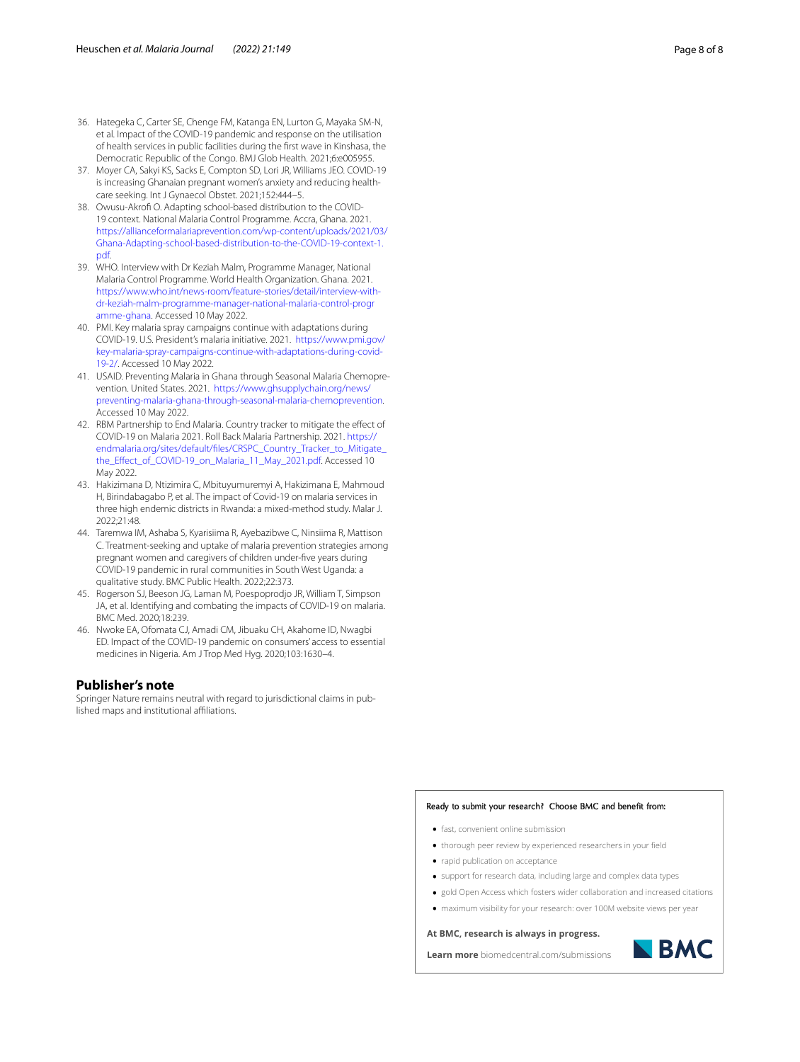36. Hategeka C, Carter SE, Chenge FM, Katanga EN, Lurton G, Mayaka SM-N, et al. Impact of the COVID-19 pandemic and response on the utilisation of health services in public facilities during the first wave in Kinshasa, the Democratic Republic of the Congo. BMJ Glob Health. 2021;6:e005955.
37. Moyer CA, Sakyi KS, Sacks E, Compton SD, Lori JR, Williams JEO. COVID-19 is increasing Ghanaian pregnant women's anxiety and reducing healthcare seeking. Int J Gynaecol Obstet. 2021;152:444–5.
38. Owusu-Akrofi O. Adapting school-based distribution to the COVID-19 context. National Malaria Control Programme. Accra, Ghana. 2021. https://allianceformalariaprevention.com/wp-content/uploads/2021/03/Ghana-Adapting-school-based-distribution-to-the-COVID-19-context-1.pdf.
39. WHO. Interview with Dr Keziah Malm, Programme Manager, National Malaria Control Programme. World Health Organization. Ghana. 2021. https://www.who.int/news-room/feature-stories/detail/interview-with-dr-keziah-malm-programme-manager-national-malaria-control-programme-ghana. Accessed 10 May 2022.
40. PMI. Key malaria spray campaigns continue with adaptations during COVID-19. U.S. President's malaria initiative. 2021. https://www.pmi.gov/key-malaria-spray-campaigns-continue-with-adaptations-during-covid-19-2/. Accessed 10 May 2022.
41. USAID. Preventing Malaria in Ghana through Seasonal Malaria Chemoprevention. United States. 2021. https://www.ghsupplychain.org/news/preventing-malaria-ghana-through-seasonal-malaria-chemoprevention. Accessed 10 May 2022.
42. RBM Partnership to End Malaria. Country tracker to mitigate the effect of COVID-19 on Malaria 2021. Roll Back Malaria Partnership. 2021. https://endmalaria.org/sites/default/files/CRSPC_Country_Tracker_to_Mitigate_the_Effect_of_COVID-19_on_Malaria_11_May_2021.pdf. Accessed 10 May 2022.
43. Hakizimana D, Ntizimira C, Mbituyumuremyi A, Hakizimana E, Mahmoud H, Birindabagabo P, et al. The impact of Covid-19 on malaria services in three high endemic districts in Rwanda: a mixed-method study. Malar J. 2022;21:48.
44. Taremwa IM, Ashaba S, Kyarisiima R, Ayebazibwe C, Ninsiima R, Mattison C. Treatment-seeking and uptake of malaria prevention strategies among pregnant women and caregivers of children under-five years during COVID-19 pandemic in rural communities in South West Uganda: a qualitative study. BMC Public Health. 2022;22:373.
45. Rogerson SJ, Beeson JG, Laman M, Poespoprodjo JR, William T, Simpson JA, et al. Identifying and combating the impacts of COVID-19 on malaria. BMC Med. 2020;18:239.
46. Nwoke EA, Ofomata CJ, Amadi CM, Jibuaku CH, Akahome ID, Nwagbi ED. Impact of the COVID-19 pandemic on consumers' access to essential medicines in Nigeria. Am J Trop Med Hyg. 2020;103:1630–4.

## Publisher's note

Springer Nature remains neutral with regard to jurisdictional claims in published maps and institutional affiliations.

Ready to submit your research? Choose BMC and benefit from:

- fast, convenient online submission
- thorough peer review by experienced researchers in your field
- rapid publication on acceptance
- support for research data, including large and complex data types
- gold Open Access which fosters wider collaboration and increased citations
- maximum visibility for your research: over 100M website views per year

**At BMC, research is always in progress.**

**Learn more** biomedcentral.com/submissions

BMC